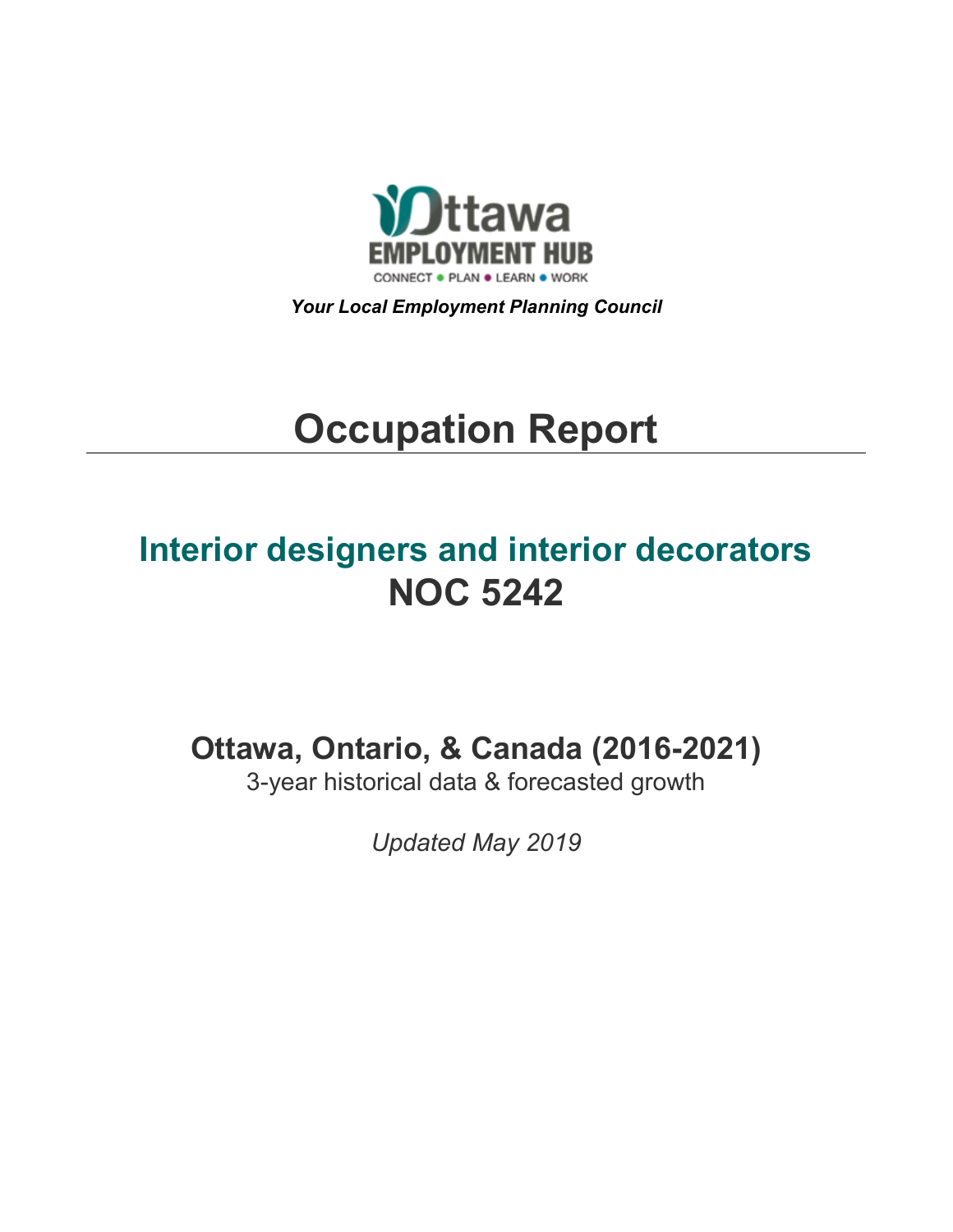Ottawa
EMPLOYMENT HUB
CONNECT • PLAN • LEARN • WORK

***Your Local Employment Planning Council***

# Occupation Report

## Interior designers and interior decorators
## NOC 5242

### Ottawa, Ontario, & Canada (2016-2021)

3-year historical data & forecasted growth

*Updated May 2019*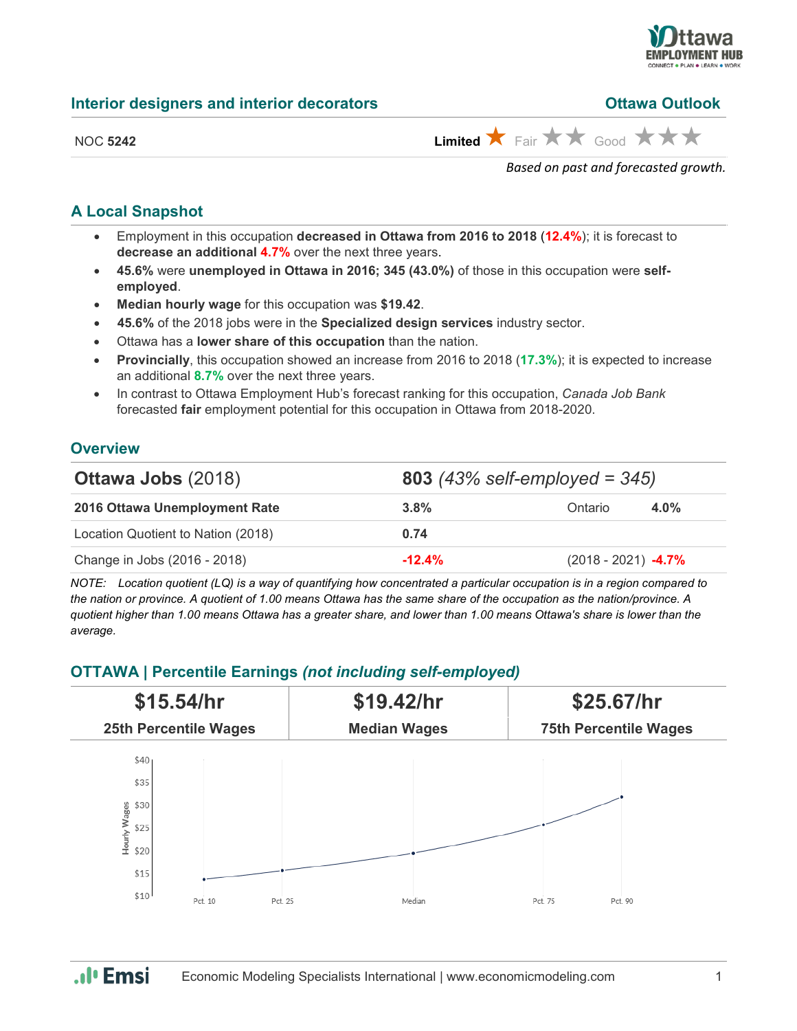## Interior designers and interior decorators

**Ottawa Outlook**

NOC **5242**

**Limited** ★ Fair ★★ Good ★★★

*Based on past and forecasted growth.*

## A Local Snapshot

- Employment in this occupation **decreased in Ottawa from 2016 to 2018** (**12.4%**); it is forecast to **decrease an additional 4.7%** over the next three years.
- **45.6%** were **unemployed in Ottawa in 2016; 345 (43.0%)** of those in this occupation were **self-employed**.
- **Median hourly wage** for this occupation was **$19.42**.
- **45.6%** of the 2018 jobs were in the **Specialized design services** industry sector.
- Ottawa has a **lower share of this occupation** than the nation.
- **Provincially**, this occupation showed an increase from 2016 to 2018 (**17.3%**); it is expected to increase an additional **8.7%** over the next three years.
- In contrast to Ottawa Employment Hub's forecast ranking for this occupation, *Canada Job Bank* forecasted **fair** employment potential for this occupation in Ottawa from 2018-2020.

## Overview

| **Ottawa Jobs** (2018) | **803** *(43% self-employed = 345)* | | |
|---|---|---|---|
| **2016 Ottawa Unemployment Rate** | **3.8%** | Ontario | **4.0%** |
| Location Quotient to Nation (2018) | **0.74** | | |
| Change in Jobs (2016 - 2018) | **-12.4%** | (2018 - 2021) | **-4.7%** |

*NOTE: Location quotient (LQ) is a way of quantifying how concentrated a particular occupation is in a region compared to the nation or province. A quotient of 1.00 means Ottawa has the same share of the occupation as the nation/province. A quotient higher than 1.00 means Ottawa has a greater share, and lower than 1.00 means Ottawa's share is lower than the average.*

## OTTAWA | Percentile Earnings *(not including self-employed)*

| **$15.54/hr** | **$19.42/hr** | **$25.67/hr** |
|---|---|---|
| **25th Percentile Wages** | **Median Wages** | **75th Percentile Wages** |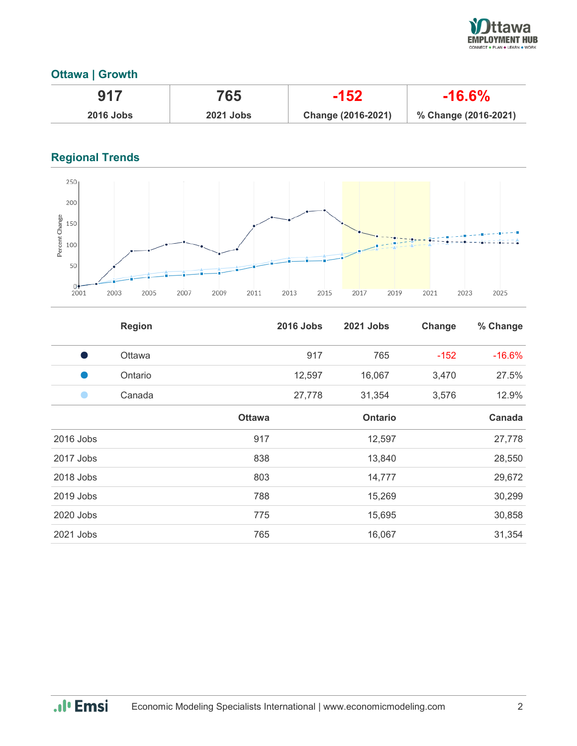## Ottawa | Growth

| 917 | 765 | -152 | -16.6% |
|---|---|---|---|
| 2016 Jobs | 2021 Jobs | Change (2016-2021) | % Change (2016-2021) |

## Regional Trends

| | Region | 2016 Jobs | 2021 Jobs | Change | % Change |
|---|---|---|---|---|---|
| ● | Ottawa | 917 | 765 | -152 | -16.6% |
| ● | Ontario | 12,597 | 16,067 | 3,470 | 27.5% |
| ● | Canada | 27,778 | 31,354 | 3,576 | 12.9% |

| | Ottawa | Ontario | Canada |
|---|---|---|---|
| 2016 Jobs | 917 | 12,597 | 27,778 |
| 2017 Jobs | 838 | 13,840 | 28,550 |
| 2018 Jobs | 803 | 14,777 | 29,672 |
| 2019 Jobs | 788 | 15,269 | 30,299 |
| 2020 Jobs | 775 | 15,695 | 30,858 |
| 2021 Jobs | 765 | 16,067 | 31,354 |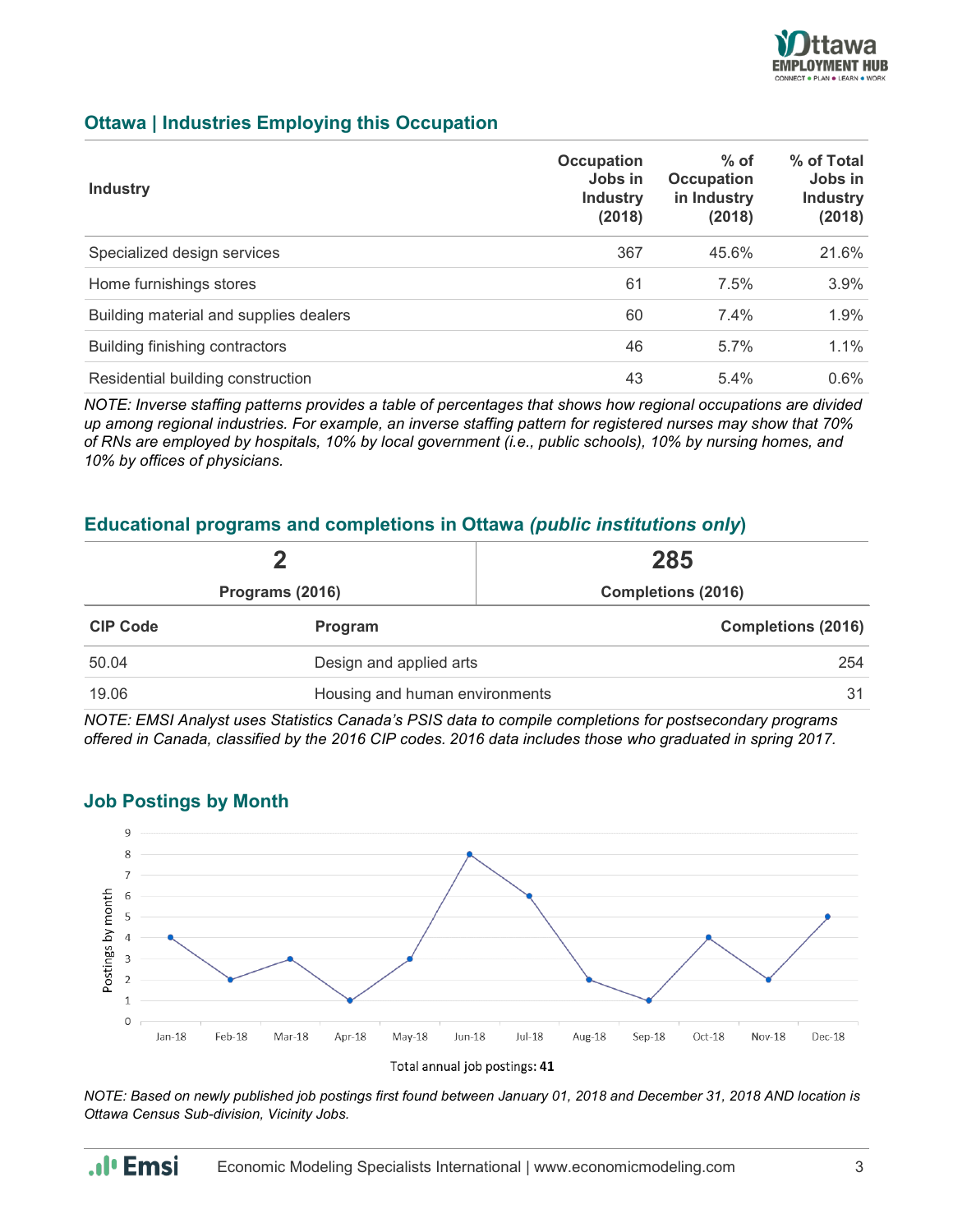## Ottawa | Industries Employing this Occupation

| Industry | Occupation Jobs in Industry (2018) | % of Occupation in Industry (2018) | % of Total Jobs in Industry (2018) |
|---|---|---|---|
| Specialized design services | 367 | 45.6% | 21.6% |
| Home furnishings stores | 61 | 7.5% | 3.9% |
| Building material and supplies dealers | 60 | 7.4% | 1.9% |
| Building finishing contractors | 46 | 5.7% | 1.1% |
| Residential building construction | 43 | 5.4% | 0.6% |

*NOTE: Inverse staffing patterns provides a table of percentages that shows how regional occupations are divided up among regional industries. For example, an inverse staffing pattern for registered nurses may show that 70% of RNs are employed by hospitals, 10% by local government (i.e., public schools), 10% by nursing homes, and 10% by offices of physicians.*

## Educational programs and completions in Ottawa *(public institutions only)*

| 2 | 285 |
|---|---|
| **Programs (2016)** | **Completions (2016)** |

| CIP Code | Program | Completions (2016) |
|---|---|---|
| 50.04 | Design and applied arts | 254 |
| 19.06 | Housing and human environments | 31 |

*NOTE: EMSI Analyst uses Statistics Canada's PSIS data to compile completions for postsecondary programs offered in Canada, classified by the 2016 CIP codes. 2016 data includes those who graduated in spring 2017.*

## Job Postings by Month

| Month | Postings by month |
|---|---|
| Jan-18 | 4 |
| Feb-18 | 2 |
| Mar-18 | 3 |
| Apr-18 | 1 |
| May-18 | 3 |
| Jun-18 | 8 |
| Jul-18 | 6 |
| Aug-18 | 2 |
| Sep-18 | 1 |
| Oct-18 | 4 |
| Nov-18 | 2 |
| Dec-18 | 5 |

Total annual job postings: **41**

*NOTE: Based on newly published job postings first found between January 01, 2018 and December 31, 2018 AND location is Ottawa Census Sub-division, Vicinity Jobs.*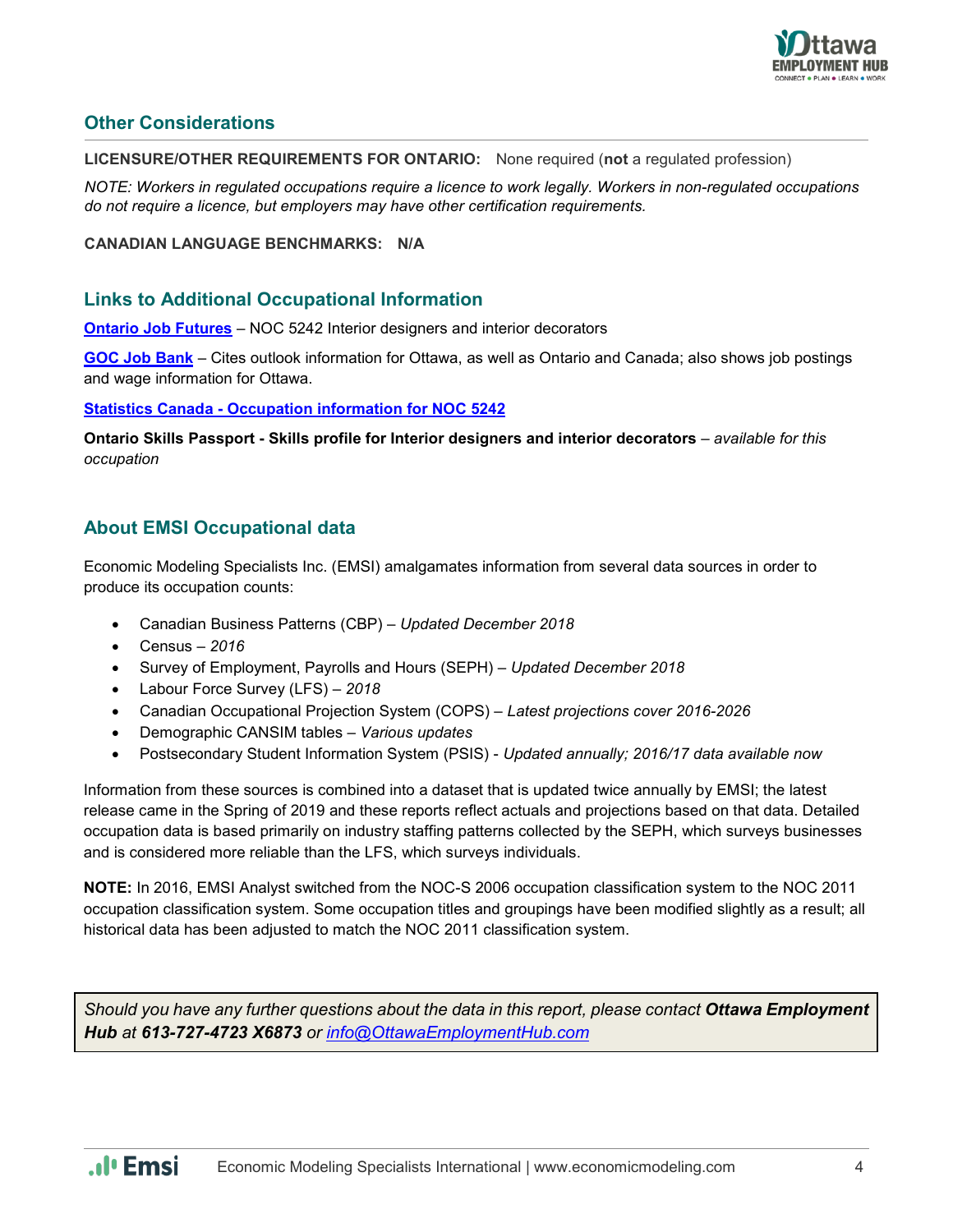## Other Considerations

**LICENSURE/OTHER REQUIREMENTS FOR ONTARIO:** None required (**not** a regulated profession)

*NOTE: Workers in regulated occupations require a licence to work legally. Workers in non-regulated occupations do not require a licence, but employers may have other certification requirements.*

**CANADIAN LANGUAGE BENCHMARKS: N/A**

## Links to Additional Occupational Information

**Ontario Job Futures** – NOC 5242 Interior designers and interior decorators

**GOC Job Bank** – Cites outlook information for Ottawa, as well as Ontario and Canada; also shows job postings and wage information for Ottawa.

**Statistics Canada - Occupation information for NOC 5242**

**Ontario Skills Passport - Skills profile for Interior designers and interior decorators** – *available for this occupation*

## About EMSI Occupational data

Economic Modeling Specialists Inc. (EMSI) amalgamates information from several data sources in order to produce its occupation counts:

- Canadian Business Patterns (CBP) – *Updated December 2018*
- Census – *2016*
- Survey of Employment, Payrolls and Hours (SEPH) – *Updated December 2018*
- Labour Force Survey (LFS) – *2018*
- Canadian Occupational Projection System (COPS) – *Latest projections cover 2016-2026*
- Demographic CANSIM tables – *Various updates*
- Postsecondary Student Information System (PSIS) - *Updated annually; 2016/17 data available now*

Information from these sources is combined into a dataset that is updated twice annually by EMSI; the latest release came in the Spring of 2019 and these reports reflect actuals and projections based on that data. Detailed occupation data is based primarily on industry staffing patterns collected by the SEPH, which surveys businesses and is considered more reliable than the LFS, which surveys individuals.

**NOTE:** In 2016, EMSI Analyst switched from the NOC-S 2006 occupation classification system to the NOC 2011 occupation classification system. Some occupation titles and groupings have been modified slightly as a result; all historical data has been adjusted to match the NOC 2011 classification system.

*Should you have any further questions about the data in this report, please contact **Ottawa Employment Hub** at **613-727-4723 X6873** or info@OttawaEmploymentHub.com*